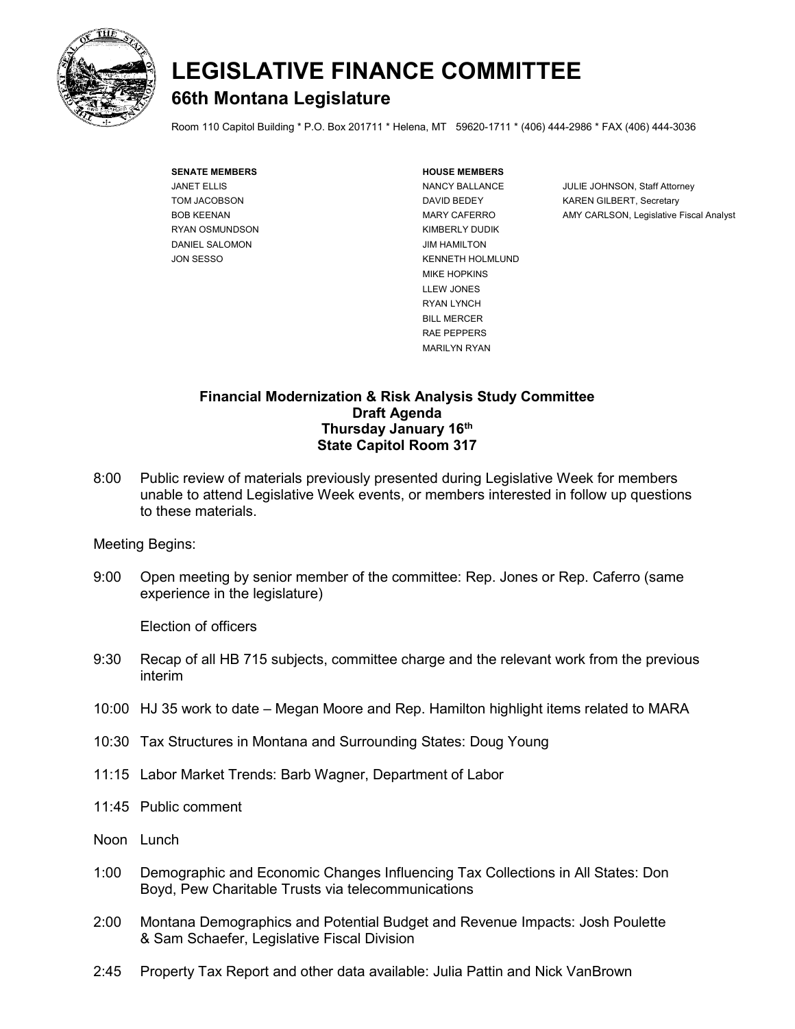# LEGISLATIVE FINANCE COMMITTEE

## 66th Montana Legislature

Room 110 Capitol Building * P.O. Box 201711 * Helena, MT 59620-1711 * (406) 444-2986 * FAX (406) 444-3036

| SENATE MEMBERS | HOUSE MEMBERS | |
|---|---|---|
| JANET ELLIS | NANCY BALLANCE | JULIE JOHNSON, Staff Attorney |
| TOM JACOBSON | DAVID BEDEY | KAREN GILBERT, Secretary |
| BOB KEENAN | MARY CAFERRO | AMY CARLSON, Legislative Fiscal Analyst |
| RYAN OSMUNDSON | KIMBERLY DUDIK | |
| DANIEL SALOMON | JIM HAMILTON | |
| JON SESSO | KENNETH HOLMLUND | |
| | MIKE HOPKINS | |
| | LLEW JONES | |
| | RYAN LYNCH | |
| | BILL MERCER | |
| | RAE PEPPERS | |
| | MARILYN RYAN | |

**Financial Modernization & Risk Analysis Study Committee**
**Draft Agenda**
**Thursday January 16th**
**State Capitol Room 317**

8:00 Public review of materials previously presented during Legislative Week for members unable to attend Legislative Week events, or members interested in follow up questions to these materials.

Meeting Begins:

9:00 Open meeting by senior member of the committee: Rep. Jones or Rep. Caferro (same experience in the legislature)

Election of officers

9:30 Recap of all HB 715 subjects, committee charge and the relevant work from the previous interim

10:00 HJ 35 work to date – Megan Moore and Rep. Hamilton highlight items related to MARA

10:30 Tax Structures in Montana and Surrounding States: Doug Young

11:15 Labor Market Trends: Barb Wagner, Department of Labor

11:45 Public comment

Noon Lunch

1:00 Demographic and Economic Changes Influencing Tax Collections in All States: Don Boyd, Pew Charitable Trusts via telecommunications

2:00 Montana Demographics and Potential Budget and Revenue Impacts: Josh Poulette & Sam Schaefer, Legislative Fiscal Division

2:45 Property Tax Report and other data available: Julia Pattin and Nick VanBrown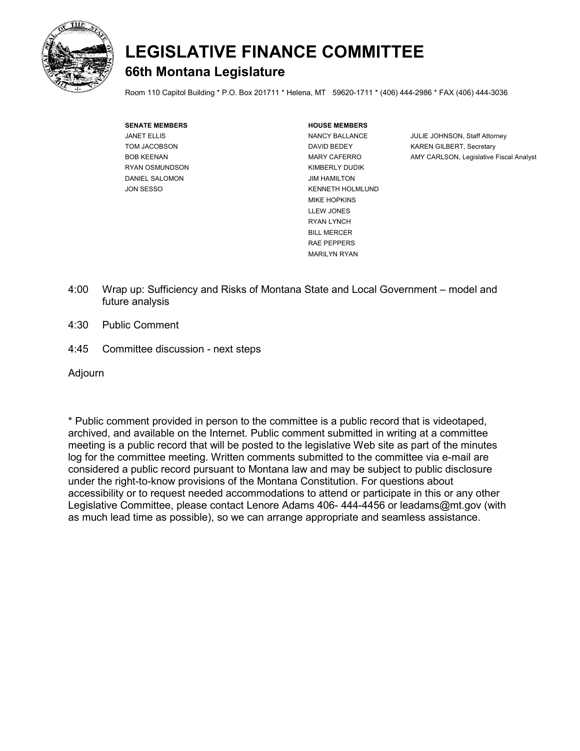# LEGISLATIVE FINANCE COMMITTEE

## 66th Montana Legislature

Room 110 Capitol Building * P.O. Box 201711 * Helena, MT 59620-1711 * (406) 444-2986 * FAX (406) 444-3036

| SENATE MEMBERS | HOUSE MEMBERS | |
|---|---|---|
| JANET ELLIS | NANCY BALLANCE | JULIE JOHNSON, Staff Attorney |
| TOM JACOBSON | DAVID BEDEY | KAREN GILBERT, Secretary |
| BOB KEENAN | MARY CAFERRO | AMY CARLSON, Legislative Fiscal Analyst |
| RYAN OSMUNDSON | KIMBERLY DUDIK | |
| DANIEL SALOMON | JIM HAMILTON | |
| JON SESSO | KENNETH HOLMLUND | |
| | MIKE HOPKINS | |
| | LLEW JONES | |
| | RYAN LYNCH | |
| | BILL MERCER | |
| | RAE PEPPERS | |
| | MARILYN RYAN | |

4:00 Wrap up: Sufficiency and Risks of Montana State and Local Government – model and future analysis

4:30 Public Comment

4:45 Committee discussion - next steps

Adjourn

* Public comment provided in person to the committee is a public record that is videotaped, archived, and available on the Internet. Public comment submitted in writing at a committee meeting is a public record that will be posted to the legislative Web site as part of the minutes log for the committee meeting. Written comments submitted to the committee via e-mail are considered a public record pursuant to Montana law and may be subject to public disclosure under the right-to-know provisions of the Montana Constitution. For questions about accessibility or to request needed accommodations to attend or participate in this or any other Legislative Committee, please contact Lenore Adams 406- 444-4456 or leadams@mt.gov (with as much lead time as possible), so we can arrange appropriate and seamless assistance.